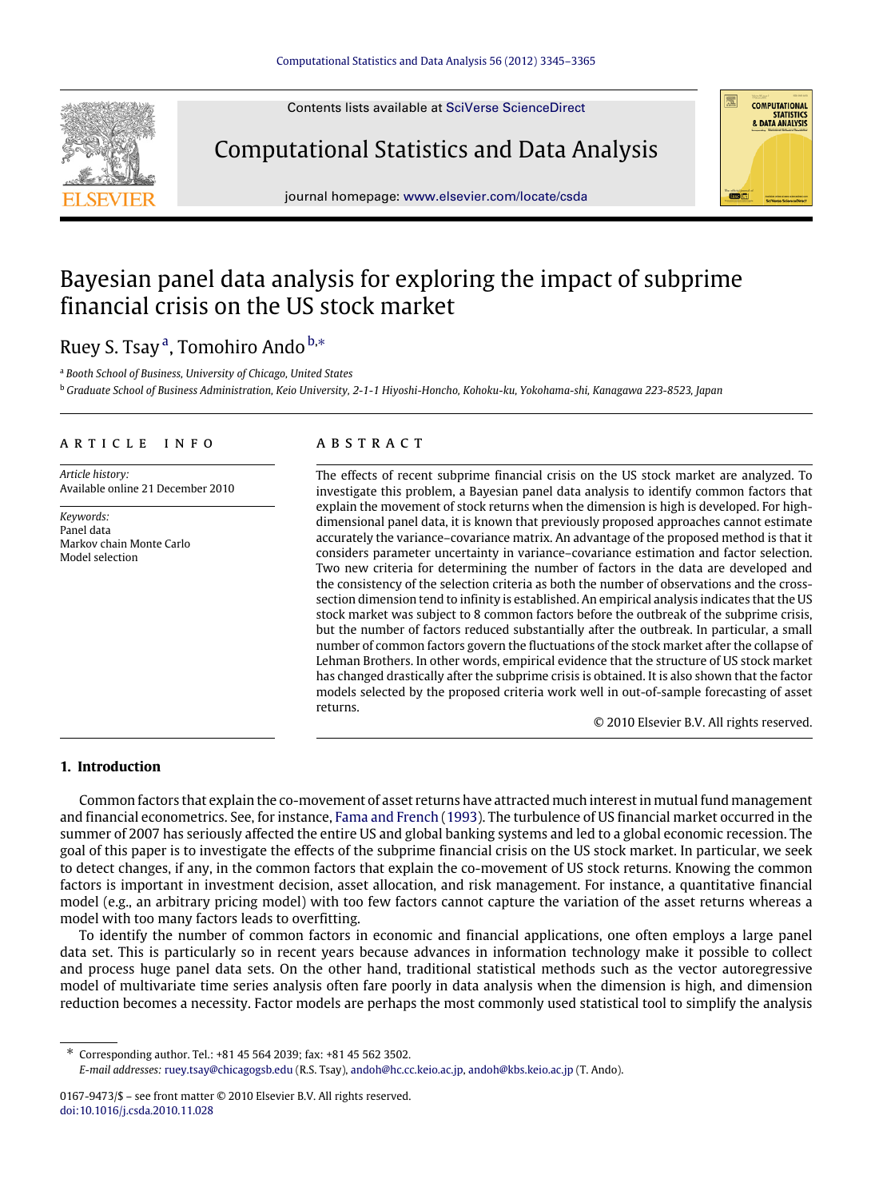# Bayesian panel data analysis for exploring the impact of subprime financial crisis on the US stock market

Ruey S. Tsay [a], Tomohiro Ando [b,*]

[a] *Booth School of Business, University of Chicago, United States*

[b] *Graduate School of Business Administration, Keio University, 2-1-1 Hiyoshi-Honcho, Kohoku-ku, Yokohama-shi, Kanagawa 223-8523, Japan*

## ARTICLE INFO

*Article history:*
Available online 21 December 2010

*Keywords:*
Panel data
Markov chain Monte Carlo
Model selection

## ABSTRACT

The effects of recent subprime financial crisis on the US stock market are analyzed. To investigate this problem, a Bayesian panel data analysis to identify common factors that explain the movement of stock returns when the dimension is high is developed. For high-dimensional panel data, it is known that previously proposed approaches cannot estimate accurately the variance–covariance matrix. An advantage of the proposed method is that it considers parameter uncertainty in variance–covariance estimation and factor selection. Two new criteria for determining the number of factors in the data are developed and the consistency of the selection criteria as both the number of observations and the cross-section dimension tend to infinity is established. An empirical analysis indicates that the US stock market was subject to 8 common factors before the outbreak of the subprime crisis, but the number of factors reduced substantially after the outbreak. In particular, a small number of common factors govern the fluctuations of the stock market after the collapse of Lehman Brothers. In other words, empirical evidence that the structure of US stock market has changed drastically after the subprime crisis is obtained. It is also shown that the factor models selected by the proposed criteria work well in out-of-sample forecasting of asset returns.

© 2010 Elsevier B.V. All rights reserved.

## 1. Introduction

Common factors that explain the co-movement of asset returns have attracted much interest in mutual fund management and financial econometrics. See, for instance, Fama and French (1993). The turbulence of US financial market occurred in the summer of 2007 has seriously affected the entire US and global banking systems and led to a global economic recession. The goal of this paper is to investigate the effects of the subprime financial crisis on the US stock market. In particular, we seek to detect changes, if any, in the common factors that explain the co-movement of US stock returns. Knowing the common factors is important in investment decision, asset allocation, and risk management. For instance, a quantitative financial model (e.g., an arbitrary pricing model) with too few factors cannot capture the variation of the asset returns whereas a model with too many factors leads to overfitting.

To identify the number of common factors in economic and financial applications, one often employs a large panel data set. This is particularly so in recent years because advances in information technology make it possible to collect and process huge panel data sets. On the other hand, traditional statistical methods such as the vector autoregressive model of multivariate time series analysis often fare poorly in data analysis when the dimension is high, and dimension reduction becomes a necessity. Factor models are perhaps the most commonly used statistical tool to simplify the analysis

* Corresponding author. Tel.: +81 45 564 2039; fax: +81 45 562 3502.
*E-mail addresses:* ruey.tsay@chicagogsb.edu (R.S. Tsay), andoh@hc.cc.keio.ac.jp, andoh@kbs.keio.ac.jp (T. Ando).

0167-9473/$ – see front matter © 2010 Elsevier B.V. All rights reserved.
doi:10.1016/j.csda.2010.11.028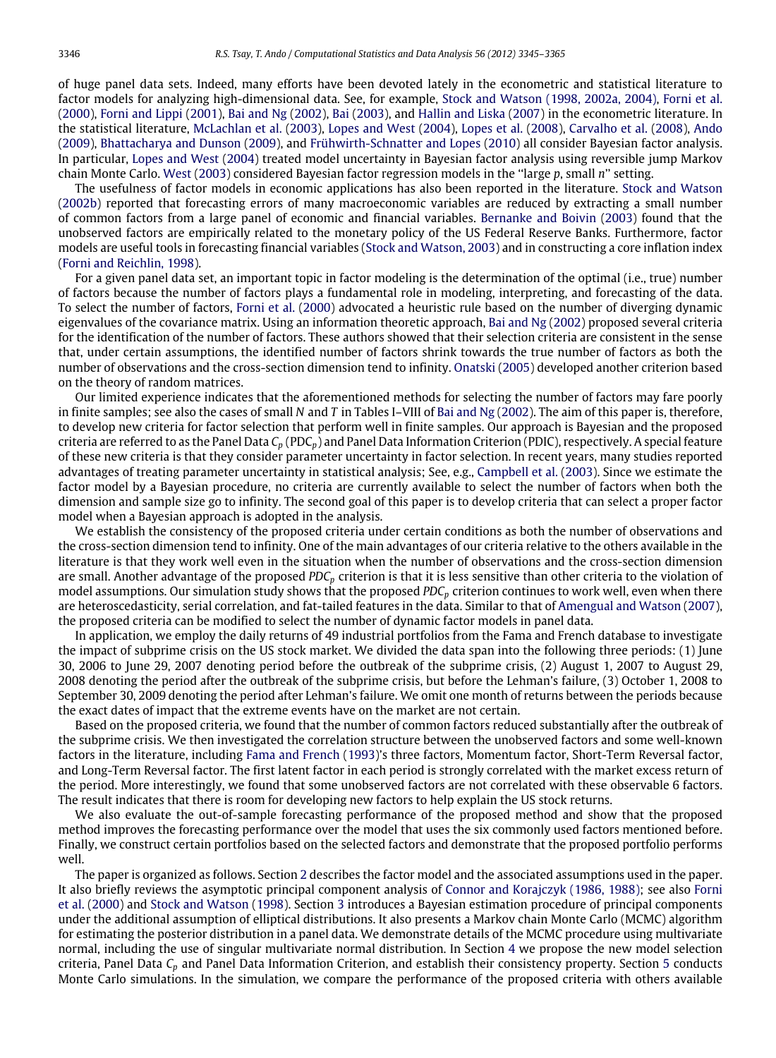of huge panel data sets. Indeed, many efforts have been devoted lately in the econometric and statistical literature to factor models for analyzing high-dimensional data. See, for example, Stock and Watson (1998, 2002a, 2004), Forni et al. (2000), Forni and Lippi (2001), Bai and Ng (2002), Bai (2003), and Hallin and Liska (2007) in the econometric literature. In the statistical literature, McLachlan et al. (2003), Lopes and West (2004), Lopes et al. (2008), Carvalho et al. (2008), Ando (2009), Bhattacharya and Dunson (2009), and Frühwirth-Schnatter and Lopes (2010) all consider Bayesian factor analysis. In particular, Lopes and West (2004) treated model uncertainty in Bayesian factor analysis using reversible jump Markov chain Monte Carlo. West (2003) considered Bayesian factor regression models in the ''large *p*, small *n*'' setting.

The usefulness of factor models in economic applications has also been reported in the literature. Stock and Watson (2002b) reported that forecasting errors of many macroeconomic variables are reduced by extracting a small number of common factors from a large panel of economic and financial variables. Bernanke and Boivin (2003) found that the unobserved factors are empirically related to the monetary policy of the US Federal Reserve Banks. Furthermore, factor models are useful tools in forecasting financial variables (Stock and Watson, 2003) and in constructing a core inflation index (Forni and Reichlin, 1998).

For a given panel data set, an important topic in factor modeling is the determination of the optimal (i.e., true) number of factors because the number of factors plays a fundamental role in modeling, interpreting, and forecasting of the data. To select the number of factors, Forni et al. (2000) advocated a heuristic rule based on the number of diverging dynamic eigenvalues of the covariance matrix. Using an information theoretic approach, Bai and Ng (2002) proposed several criteria for the identification of the number of factors. These authors showed that their selection criteria are consistent in the sense that, under certain assumptions, the identified number of factors shrink towards the true number of factors as both the number of observations and the cross-section dimension tend to infinity. Onatski (2005) developed another criterion based on the theory of random matrices.

Our limited experience indicates that the aforementioned methods for selecting the number of factors may fare poorly in finite samples; see also the cases of small *N* and *T* in Tables I–VIII of Bai and Ng (2002). The aim of this paper is, therefore, to develop new criteria for factor selection that perform well in finite samples. Our approach is Bayesian and the proposed criteria are referred to as the Panel Data $C_p$ ($PDC_p$) and Panel Data Information Criterion (PDIC), respectively. A special feature of these new criteria is that they consider parameter uncertainty in factor selection. In recent years, many studies reported advantages of treating parameter uncertainty in statistical analysis; See, e.g., Campbell et al. (2003). Since we estimate the factor model by a Bayesian procedure, no criteria are currently available to select the number of factors when both the dimension and sample size go to infinity. The second goal of this paper is to develop criteria that can select a proper factor model when a Bayesian approach is adopted in the analysis.

We establish the consistency of the proposed criteria under certain conditions as both the number of observations and the cross-section dimension tend to infinity. One of the main advantages of our criteria relative to the others available in the literature is that they work well even in the situation when the number of observations and the cross-section dimension are small. Another advantage of the proposed $PDC_p$ criterion is that it is less sensitive than other criteria to the violation of model assumptions. Our simulation study shows that the proposed $PDC_p$ criterion continues to work well, even when there are heteroscedasticity, serial correlation, and fat-tailed features in the data. Similar to that of Amengual and Watson (2007), the proposed criteria can be modified to select the number of dynamic factor models in panel data.

In application, we employ the daily returns of 49 industrial portfolios from the Fama and French database to investigate the impact of subprime crisis on the US stock market. We divided the data span into the following three periods: (1) June 30, 2006 to June 29, 2007 denoting period before the outbreak of the subprime crisis, (2) August 1, 2007 to August 29, 2008 denoting the period after the outbreak of the subprime crisis, but before the Lehman's failure, (3) October 1, 2008 to September 30, 2009 denoting the period after Lehman's failure. We omit one month of returns between the periods because the exact dates of impact that the extreme events have on the market are not certain.

Based on the proposed criteria, we found that the number of common factors reduced substantially after the outbreak of the subprime crisis. We then investigated the correlation structure between the unobserved factors and some well-known factors in the literature, including Fama and French (1993)'s three factors, Momentum factor, Short-Term Reversal factor, and Long-Term Reversal factor. The first latent factor in each period is strongly correlated with the market excess return of the period. More interestingly, we found that some unobserved factors are not correlated with these observable 6 factors. The result indicates that there is room for developing new factors to help explain the US stock returns.

We also evaluate the out-of-sample forecasting performance of the proposed method and show that the proposed method improves the forecasting performance over the model that uses the six commonly used factors mentioned before. Finally, we construct certain portfolios based on the selected factors and demonstrate that the proposed portfolio performs well.

The paper is organized as follows. Section 2 describes the factor model and the associated assumptions used in the paper. It also briefly reviews the asymptotic principal component analysis of Connor and Korajczyk (1986, 1988); see also Forni et al. (2000) and Stock and Watson (1998). Section 3 introduces a Bayesian estimation procedure of principal components under the additional assumption of elliptical distributions. It also presents a Markov chain Monte Carlo (MCMC) algorithm for estimating the posterior distribution in a panel data. We demonstrate details of the MCMC procedure using multivariate normal, including the use of singular multivariate normal distribution. In Section 4 we propose the new model selection criteria, Panel Data $C_p$ and Panel Data Information Criterion, and establish their consistency property. Section 5 conducts Monte Carlo simulations. In the simulation, we compare the performance of the proposed criteria with others available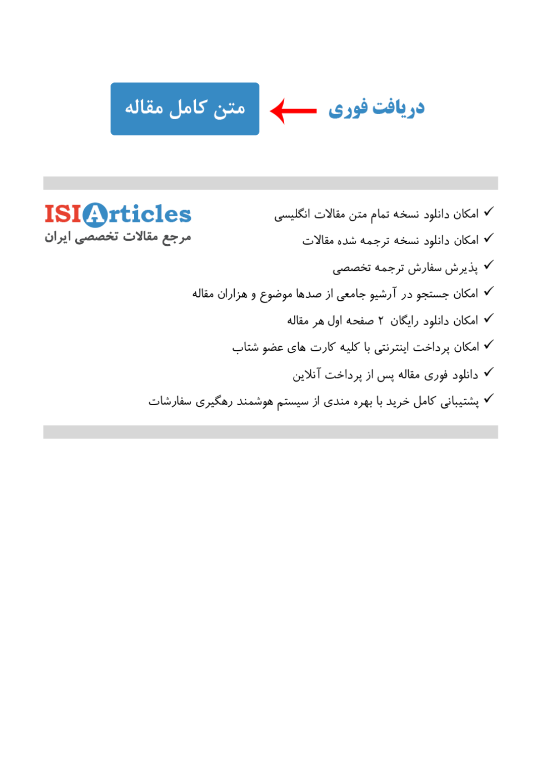دریافت فوری ← متن کامل مقاله

**ISIArticles**
مرجع مقالات تخصصی ایران

- ✓ امکان دانلود نسخه تمام متن مقالات انگلیسی
- ✓ امکان دانلود نسخه ترجمه شده مقالات
- ✓ پذیرش سفارش ترجمه تخصصی
- ✓ امکان جستجو در آرشیو جامعی از صدها موضوع و هزاران مقاله
- ✓ امکان دانلود رایگان ۲ صفحه اول هر مقاله
- ✓ امکان پرداخت اینترنتی با کلیه کارت های عضو شتاب
- ✓ دانلود فوری مقاله پس از پرداخت آنلاین
- ✓ پشتیبانی کامل خرید با بهره مندی از سیستم هوشمند رهگیری سفارشات